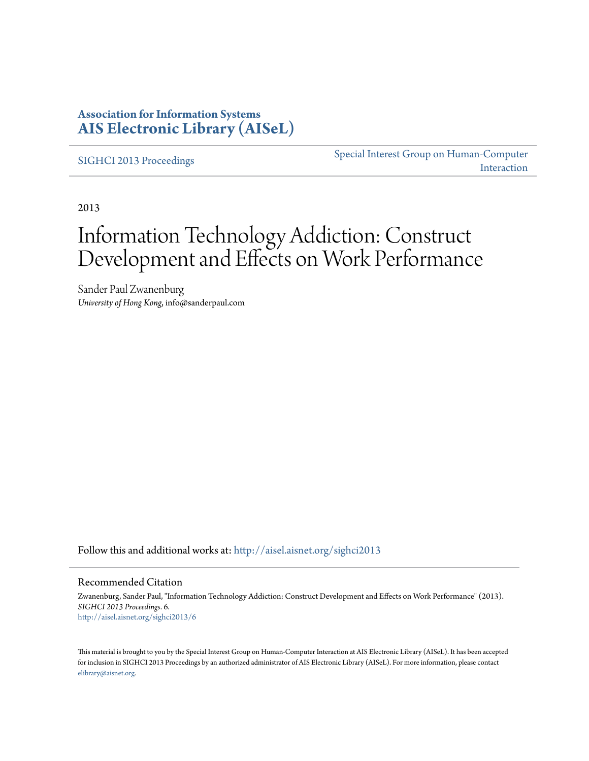**Association for Information Systems**
**AIS Electronic Library (AISeL)**

SIGHCI 2013 Proceedings

Special Interest Group on Human-Computer Interaction

2013

# Information Technology Addiction: Construct Development and Effects on Work Performance

Sander Paul Zwanenburg
*University of Hong Kong*, info@sanderpaul.com

Follow this and additional works at: http://aisel.aisnet.org/sighci2013

## Recommended Citation

Zwanenburg, Sander Paul, "Information Technology Addiction: Construct Development and Effects on Work Performance" (2013). *SIGHCI 2013 Proceedings*. 6.
http://aisel.aisnet.org/sighci2013/6

This material is brought to you by the Special Interest Group on Human-Computer Interaction at AIS Electronic Library (AISeL). It has been accepted for inclusion in SIGHCI 2013 Proceedings by an authorized administrator of AIS Electronic Library (AISeL). For more information, please contact elibrary@aisnet.org.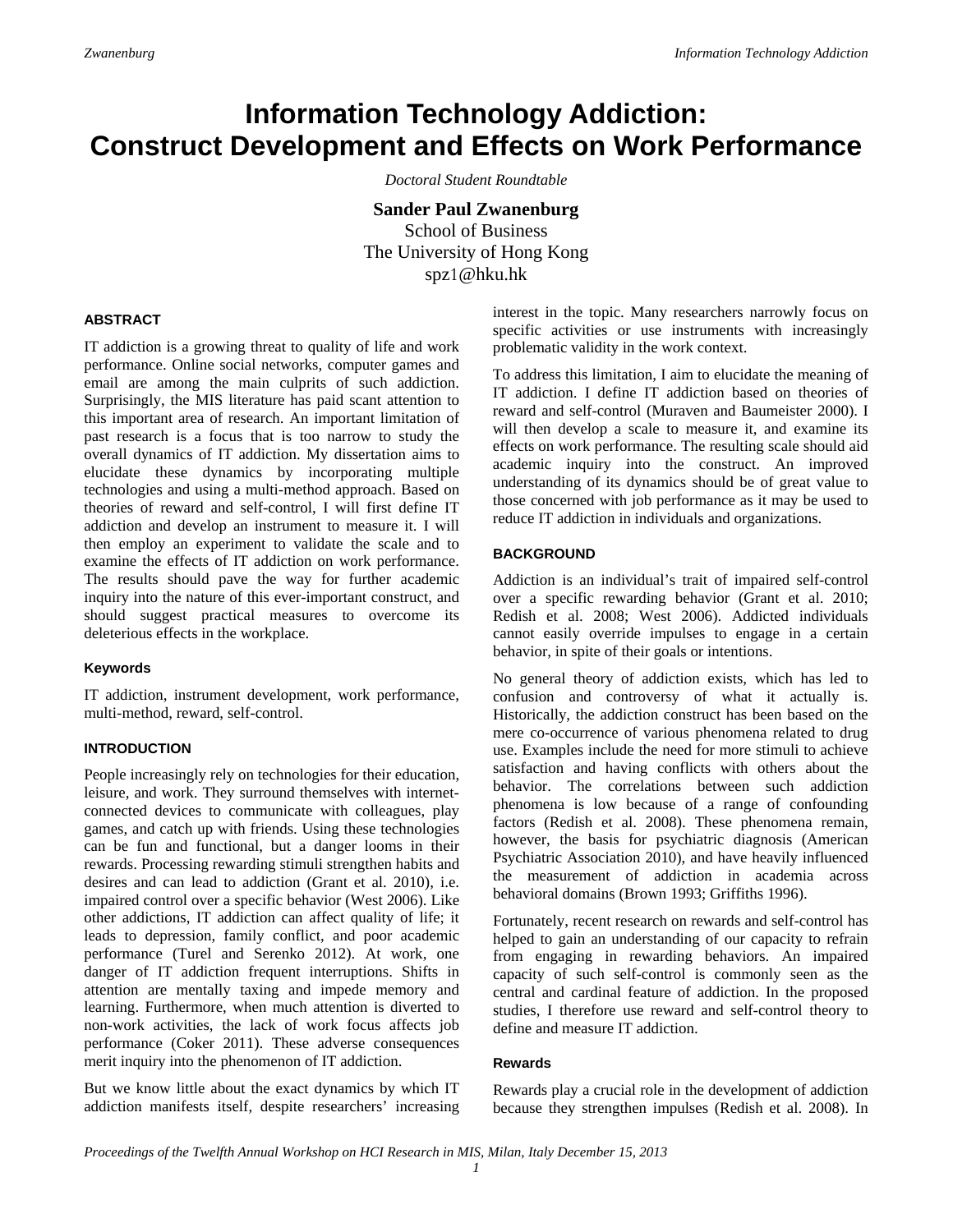# Information Technology Addiction: Construct Development and Effects on Work Performance

*Doctoral Student Roundtable*

**Sander Paul Zwanenburg**
School of Business
The University of Hong Kong
spz1@hku.hk

### ABSTRACT

IT addiction is a growing threat to quality of life and work performance. Online social networks, computer games and email are among the main culprits of such addiction. Surprisingly, the MIS literature has paid scant attention to this important area of research. An important limitation of past research is a focus that is too narrow to study the overall dynamics of IT addiction. My dissertation aims to elucidate these dynamics by incorporating multiple technologies and using a multi-method approach. Based on theories of reward and self-control, I will first define IT addiction and develop an instrument to measure it. I will then employ an experiment to validate the scale and to examine the effects of IT addiction on work performance. The results should pave the way for further academic inquiry into the nature of this ever-important construct, and should suggest practical measures to overcome its deleterious effects in the workplace.

#### Keywords

IT addiction, instrument development, work performance, multi-method, reward, self-control.

### INTRODUCTION

People increasingly rely on technologies for their education, leisure, and work. They surround themselves with internet-connected devices to communicate with colleagues, play games, and catch up with friends. Using these technologies can be fun and functional, but a danger looms in their rewards. Processing rewarding stimuli strengthen habits and desires and can lead to addiction (Grant et al. 2010), i.e. impaired control over a specific behavior (West 2006). Like other addictions, IT addiction can affect quality of life; it leads to depression, family conflict, and poor academic performance (Turel and Serenko 2012). At work, one danger of IT addiction frequent interruptions. Shifts in attention are mentally taxing and impede memory and learning. Furthermore, when much attention is diverted to non-work activities, the lack of work focus affects job performance (Coker 2011). These adverse consequences merit inquiry into the phenomenon of IT addiction.

But we know little about the exact dynamics by which IT addiction manifests itself, despite researchers' increasing interest in the topic. Many researchers narrowly focus on specific activities or use instruments with increasingly problematic validity in the work context.

To address this limitation, I aim to elucidate the meaning of IT addiction. I define IT addiction based on theories of reward and self-control (Muraven and Baumeister 2000). I will then develop a scale to measure it, and examine its effects on work performance. The resulting scale should aid academic inquiry into the construct. An improved understanding of its dynamics should be of great value to those concerned with job performance as it may be used to reduce IT addiction in individuals and organizations.

### BACKGROUND

Addiction is an individual's trait of impaired self-control over a specific rewarding behavior (Grant et al. 2010; Redish et al. 2008; West 2006). Addicted individuals cannot easily override impulses to engage in a certain behavior, in spite of their goals or intentions.

No general theory of addiction exists, which has led to confusion and controversy of what it actually is. Historically, the addiction construct has been based on the mere co-occurrence of various phenomena related to drug use. Examples include the need for more stimuli to achieve satisfaction and having conflicts with others about the behavior. The correlations between such addiction phenomena is low because of a range of confounding factors (Redish et al. 2008). These phenomena remain, however, the basis for psychiatric diagnosis (American Psychiatric Association 2010), and have heavily influenced the measurement of addiction in academia across behavioral domains (Brown 1993; Griffiths 1996).

Fortunately, recent research on rewards and self-control has helped to gain an understanding of our capacity to refrain from engaging in rewarding behaviors. An impaired capacity of such self-control is commonly seen as the central and cardinal feature of addiction. In the proposed studies, I therefore use reward and self-control theory to define and measure IT addiction.

#### Rewards

Rewards play a crucial role in the development of addiction because they strengthen impulses (Redish et al. 2008). In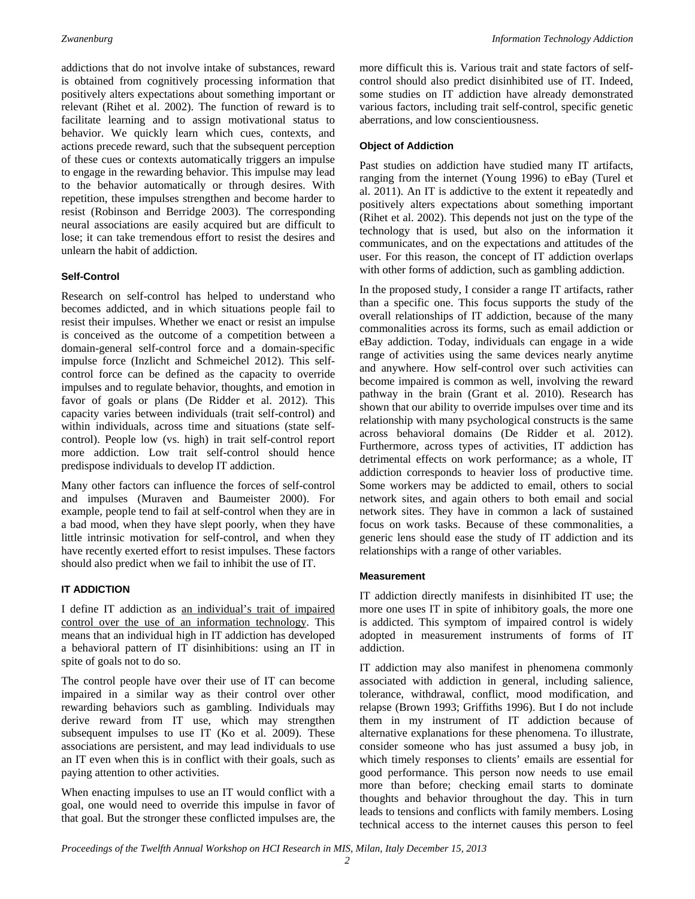addictions that do not involve intake of substances, reward is obtained from cognitively processing information that positively alters expectations about something important or relevant (Rihet et al. 2002). The function of reward is to facilitate learning and to assign motivational status to behavior. We quickly learn which cues, contexts, and actions precede reward, such that the subsequent perception of these cues or contexts automatically triggers an impulse to engage in the rewarding behavior. This impulse may lead to the behavior automatically or through desires. With repetition, these impulses strengthen and become harder to resist (Robinson and Berridge 2003). The corresponding neural associations are easily acquired but are difficult to lose; it can take tremendous effort to resist the desires and unlearn the habit of addiction.

### Self-Control

Research on self-control has helped to understand who becomes addicted, and in which situations people fail to resist their impulses. Whether we enact or resist an impulse is conceived as the outcome of a competition between a domain-general self-control force and a domain-specific impulse force (Inzlicht and Schmeichel 2012). This self-control force can be defined as the capacity to override impulses and to regulate behavior, thoughts, and emotion in favor of goals or plans (De Ridder et al. 2012). This capacity varies between individuals (trait self-control) and within individuals, across time and situations (state self-control). People low (vs. high) in trait self-control report more addiction. Low trait self-control should hence predispose individuals to develop IT addiction.

Many other factors can influence the forces of self-control and impulses (Muraven and Baumeister 2000). For example, people tend to fail at self-control when they are in a bad mood, when they have slept poorly, when they have little intrinsic motivation for self-control, and when they have recently exerted effort to resist impulses. These factors should also predict when we fail to inhibit the use of IT.

## IT ADDICTION

I define IT addiction as <u>an individual's trait of impaired control over the use of an information technology</u>. This means that an individual high in IT addiction has developed a behavioral pattern of IT disinhibitions: using an IT in spite of goals not to do so.

The control people have over their use of IT can become impaired in a similar way as their control over other rewarding behaviors such as gambling. Individuals may derive reward from IT use, which may strengthen subsequent impulses to use IT (Ko et al. 2009). These associations are persistent, and may lead individuals to use an IT even when this is in conflict with their goals, such as paying attention to other activities.

When enacting impulses to use an IT would conflict with a goal, one would need to override this impulse in favor of that goal. But the stronger these conflicted impulses are, the more difficult this is. Various trait and state factors of self-control should also predict disinhibited use of IT. Indeed, some studies on IT addiction have already demonstrated various factors, including trait self-control, specific genetic aberrations, and low conscientiousness.

### Object of Addiction

Past studies on addiction have studied many IT artifacts, ranging from the internet (Young 1996) to eBay (Turel et al. 2011). An IT is addictive to the extent it repeatedly and positively alters expectations about something important (Rihet et al. 2002). This depends not just on the type of the technology that is used, but also on the information it communicates, and on the expectations and attitudes of the user. For this reason, the concept of IT addiction overlaps with other forms of addiction, such as gambling addiction.

In the proposed study, I consider a range IT artifacts, rather than a specific one. This focus supports the study of the overall relationships of IT addiction, because of the many commonalities across its forms, such as email addiction or eBay addiction. Today, individuals can engage in a wide range of activities using the same devices nearly anytime and anywhere. How self-control over such activities can become impaired is common as well, involving the reward pathway in the brain (Grant et al. 2010). Research has shown that our ability to override impulses over time and its relationship with many psychological constructs is the same across behavioral domains (De Ridder et al. 2012). Furthermore, across types of activities, IT addiction has detrimental effects on work performance; as a whole, IT addiction corresponds to heavier loss of productive time. Some workers may be addicted to email, others to social network sites, and again others to both email and social network sites. They have in common a lack of sustained focus on work tasks. Because of these commonalities, a generic lens should ease the study of IT addiction and its relationships with a range of other variables.

### Measurement

IT addiction directly manifests in disinhibited IT use; the more one uses IT in spite of inhibitory goals, the more one is addicted. This symptom of impaired control is widely adopted in measurement instruments of forms of IT addiction.

IT addiction may also manifest in phenomena commonly associated with addiction in general, including salience, tolerance, withdrawal, conflict, mood modification, and relapse (Brown 1993; Griffiths 1996). But I do not include them in my instrument of IT addiction because of alternative explanations for these phenomena. To illustrate, consider someone who has just assumed a busy job, in which timely responses to clients' emails are essential for good performance. This person now needs to use email more than before; checking email starts to dominate thoughts and behavior throughout the day. This in turn leads to tensions and conflicts with family members. Losing technical access to the internet causes this person to feel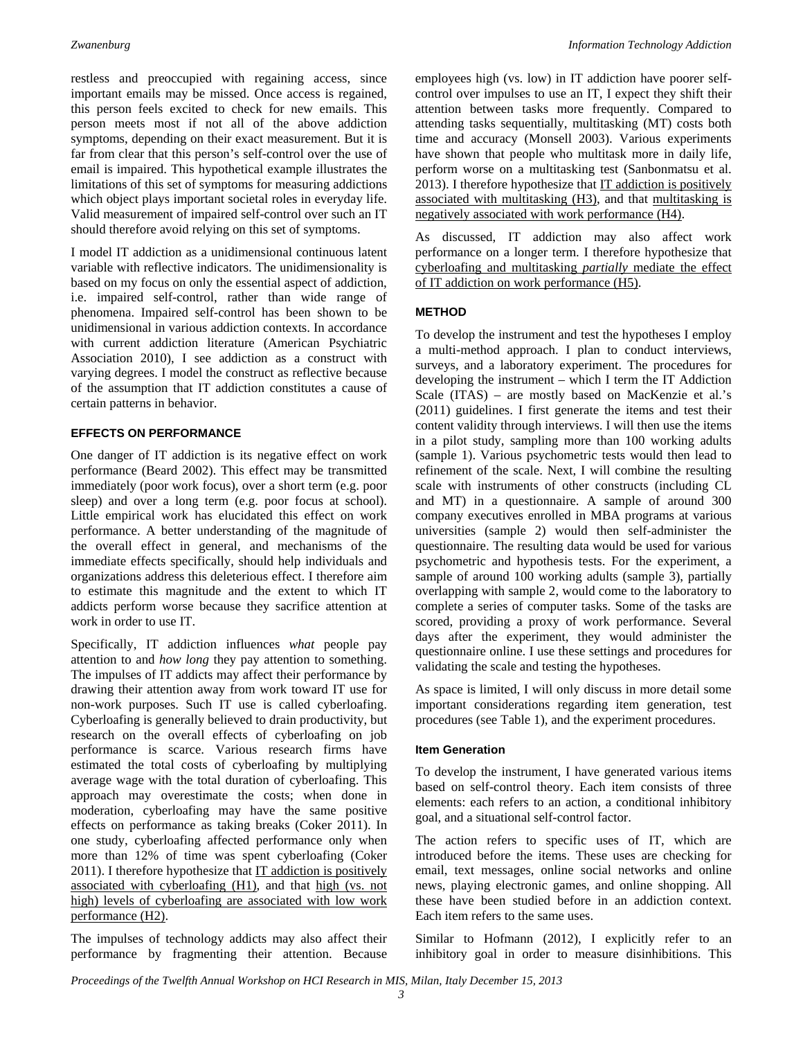restless and preoccupied with regaining access, since important emails may be missed. Once access is regained, this person feels excited to check for new emails. This person meets most if not all of the above addiction symptoms, depending on their exact measurement. But it is far from clear that this person's self-control over the use of email is impaired. This hypothetical example illustrates the limitations of this set of symptoms for measuring addictions which object plays important societal roles in everyday life. Valid measurement of impaired self-control over such an IT should therefore avoid relying on this set of symptoms.

I model IT addiction as a unidimensional continuous latent variable with reflective indicators. The unidimensionality is based on my focus on only the essential aspect of addiction, i.e. impaired self-control, rather than wide range of phenomena. Impaired self-control has been shown to be unidimensional in various addiction contexts. In accordance with current addiction literature (American Psychiatric Association 2010), I see addiction as a construct with varying degrees. I model the construct as reflective because of the assumption that IT addiction constitutes a cause of certain patterns in behavior.

## EFFECTS ON PERFORMANCE

One danger of IT addiction is its negative effect on work performance (Beard 2002). This effect may be transmitted immediately (poor work focus), over a short term (e.g. poor sleep) and over a long term (e.g. poor focus at school). Little empirical work has elucidated this effect on work performance. A better understanding of the magnitude of the overall effect in general, and mechanisms of the immediate effects specifically, should help individuals and organizations address this deleterious effect. I therefore aim to estimate this magnitude and the extent to which IT addicts perform worse because they sacrifice attention at work in order to use IT.

Specifically, IT addiction influences *what* people pay attention to and *how long* they pay attention to something. The impulses of IT addicts may affect their performance by drawing their attention away from work toward IT use for non-work purposes. Such IT use is called cyberloafing. Cyberloafing is generally believed to drain productivity, but research on the overall effects of cyberloafing on job performance is scarce. Various research firms have estimated the total costs of cyberloafing by multiplying average wage with the total duration of cyberloafing. This approach may overestimate the costs; when done in moderation, cyberloafing may have the same positive effects on performance as taking breaks (Coker 2011). In one study, cyberloafing affected performance only when more than 12% of time was spent cyberloafing (Coker 2011). I therefore hypothesize that <u>IT addiction is positively associated with cyberloafing (H1)</u>, and that <u>high (vs. not high) levels of cyberloafing are associated with low work performance (H2)</u>.

The impulses of technology addicts may also affect their performance by fragmenting their attention. Because employees high (vs. low) in IT addiction have poorer self-control over impulses to use an IT, I expect they shift their attention between tasks more frequently. Compared to attending tasks sequentially, multitasking (MT) costs both time and accuracy (Monsell 2003). Various experiments have shown that people who multitask more in daily life, perform worse on a multitasking test (Sanbonmatsu et al. 2013). I therefore hypothesize that <u>IT addiction is positively associated with multitasking (H3)</u>, and that <u>multitasking is negatively associated with work performance (H4)</u>.

As discussed, IT addiction may also affect work performance on a longer term. I therefore hypothesize that <u>cyberloafing and multitasking *partially* mediate the effect of IT addiction on work performance (H5)</u>.

## METHOD

To develop the instrument and test the hypotheses I employ a multi-method approach. I plan to conduct interviews, surveys, and a laboratory experiment. The procedures for developing the instrument – which I term the IT Addiction Scale (ITAS) – are mostly based on MacKenzie et al.'s (2011) guidelines. I first generate the items and test their content validity through interviews. I will then use the items in a pilot study, sampling more than 100 working adults (sample 1). Various psychometric tests would then lead to refinement of the scale. Next, I will combine the resulting scale with instruments of other constructs (including CL and MT) in a questionnaire. A sample of around 300 company executives enrolled in MBA programs at various universities (sample 2) would then self-administer the questionnaire. The resulting data would be used for various psychometric and hypothesis tests. For the experiment, a sample of around 100 working adults (sample 3), partially overlapping with sample 2, would come to the laboratory to complete a series of computer tasks. Some of the tasks are scored, providing a proxy of work performance. Several days after the experiment, they would administer the questionnaire online. I use these settings and procedures for validating the scale and testing the hypotheses.

As space is limited, I will only discuss in more detail some important considerations regarding item generation, test procedures (see Table 1), and the experiment procedures.

### Item Generation

To develop the instrument, I have generated various items based on self-control theory. Each item consists of three elements: each refers to an action, a conditional inhibitory goal, and a situational self-control factor.

The action refers to specific uses of IT, which are introduced before the items. These uses are checking for email, text messages, online social networks and online news, playing electronic games, and online shopping. All these have been studied before in an addiction context. Each item refers to the same uses.

Similar to Hofmann (2012), I explicitly refer to an inhibitory goal in order to measure disinhibitions. This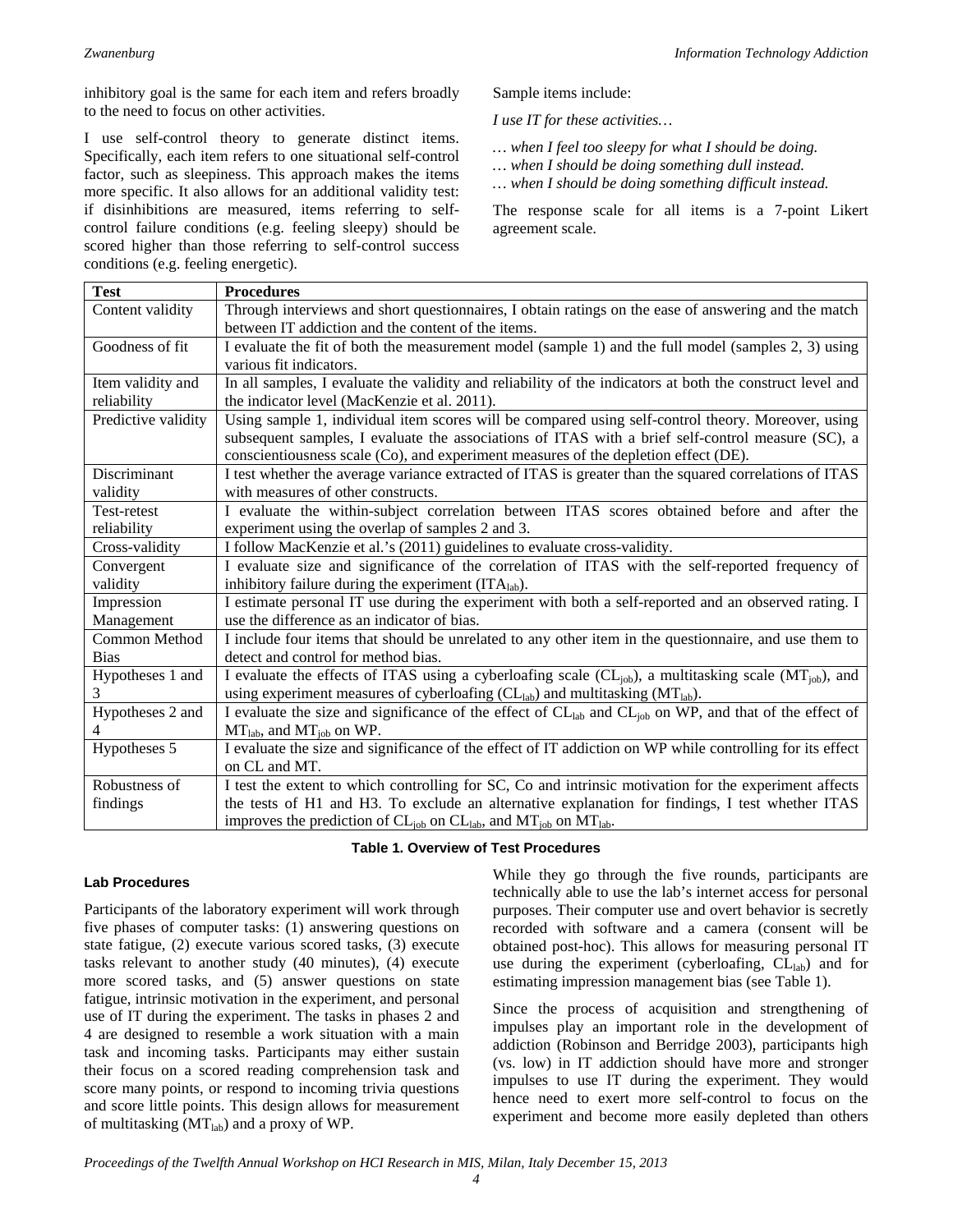inhibitory goal is the same for each item and refers broadly to the need to focus on other activities.

I use self-control theory to generate distinct items. Specifically, each item refers to one situational self-control factor, such as sleepiness. This approach makes the items more specific. It also allows for an additional validity test: if disinhibitions are measured, items referring to self-control failure conditions (e.g. feeling sleepy) should be scored higher than those referring to self-control success conditions (e.g. feeling energetic).

Sample items include:

*I use IT for these activities…*

*… when I feel too sleepy for what I should be doing.*
*… when I should be doing something dull instead.*
*… when I should be doing something difficult instead.*

The response scale for all items is a 7-point Likert agreement scale.

| Test | Procedures |
|---|---|
| Content validity | Through interviews and short questionnaires, I obtain ratings on the ease of answering and the match between IT addiction and the content of the items. |
| Goodness of fit | I evaluate the fit of both the measurement model (sample 1) and the full model (samples 2, 3) using various fit indicators. |
| Item validity and reliability | In all samples, I evaluate the validity and reliability of the indicators at both the construct level and the indicator level (MacKenzie et al. 2011). |
| Predictive validity | Using sample 1, individual item scores will be compared using self-control theory. Moreover, using subsequent samples, I evaluate the associations of ITAS with a brief self-control measure (SC), a conscientiousness scale (Co), and experiment measures of the depletion effect (DE). |
| Discriminant validity | I test whether the average variance extracted of ITAS is greater than the squared correlations of ITAS with measures of other constructs. |
| Test-retest reliability | I evaluate the within-subject correlation between ITAS scores obtained before and after the experiment using the overlap of samples 2 and 3. |
| Cross-validity | I follow MacKenzie et al.'s (2011) guidelines to evaluate cross-validity. |
| Convergent validity | I evaluate size and significance of the correlation of ITAS with the self-reported frequency of inhibitory failure during the experiment ($ITA_{lab}$). |
| Impression Management | I estimate personal IT use during the experiment with both a self-reported and an observed rating. I use the difference as an indicator of bias. |
| Common Method Bias | I include four items that should be unrelated to any other item in the questionnaire, and use them to detect and control for method bias. |
| Hypotheses 1 and 3 | I evaluate the effects of ITAS using a cyberloafing scale ($CL_{job}$), a multitasking scale ($MT_{job}$), and using experiment measures of cyberloafing ($CL_{lab}$) and multitasking ($MT_{lab}$). |
| Hypotheses 2 and 4 | I evaluate the size and significance of the effect of $CL_{lab}$ and $CL_{job}$ on WP, and that of the effect of $MT_{lab}$, and $MT_{job}$ on WP. |
| Hypotheses 5 | I evaluate the size and significance of the effect of IT addiction on WP while controlling for its effect on CL and MT. |
| Robustness of findings | I test the extent to which controlling for SC, Co and intrinsic motivation for the experiment affects the tests of H1 and H3. To exclude an alternative explanation for findings, I test whether ITAS improves the prediction of $CL_{job}$ on $CL_{lab}$, and $MT_{job}$ on $MT_{lab}$. |

**Table 1. Overview of Test Procedures**

### Lab Procedures

Participants of the laboratory experiment will work through five phases of computer tasks: (1) answering questions on state fatigue, (2) execute various scored tasks, (3) execute tasks relevant to another study (40 minutes), (4) execute more scored tasks, and (5) answer questions on state fatigue, intrinsic motivation in the experiment, and personal use of IT during the experiment. The tasks in phases 2 and 4 are designed to resemble a work situation with a main task and incoming tasks. Participants may either sustain their focus on a scored reading comprehension task and score many points, or respond to incoming trivia questions and score little points. This design allows for measurement of multitasking ($MT_{lab}$) and a proxy of WP.

While they go through the five rounds, participants are technically able to use the lab's internet access for personal purposes. Their computer use and overt behavior is secretly recorded with software and a camera (consent will be obtained post-hoc). This allows for measuring personal IT use during the experiment (cyberloafing, $CL_{lab}$) and for estimating impression management bias (see Table 1).

Since the process of acquisition and strengthening of impulses play an important role in the development of addiction (Robinson and Berridge 2003), participants high (vs. low) in IT addiction should have more and stronger impulses to use IT during the experiment. They would hence need to exert more self-control to focus on the experiment and become more easily depleted than others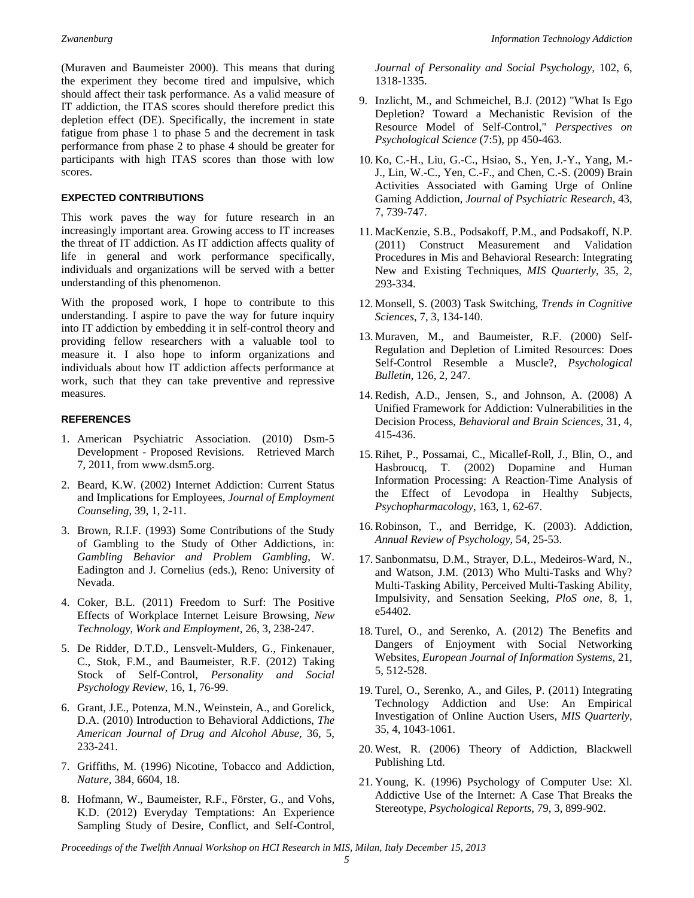(Muraven and Baumeister 2000). This means that during the experiment they become tired and impulsive, which should affect their task performance. As a valid measure of IT addiction, the ITAS scores should therefore predict this depletion effect (DE). Specifically, the increment in state fatigue from phase 1 to phase 5 and the decrement in task performance from phase 2 to phase 4 should be greater for participants with high ITAS scores than those with low scores.

## EXPECTED CONTRIBUTIONS

This work paves the way for future research in an increasingly important area. Growing access to IT increases the threat of IT addiction. As IT addiction affects quality of life in general and work performance specifically, individuals and organizations will be served with a better understanding of this phenomenon.

With the proposed work, I hope to contribute to this understanding. I aspire to pave the way for future inquiry into IT addiction by embedding it in self-control theory and providing fellow researchers with a valuable tool to measure it. I also hope to inform organizations and individuals about how IT addiction affects performance at work, such that they can take preventive and repressive measures.

## REFERENCES

1. American Psychiatric Association. (2010) Dsm-5 Development - Proposed Revisions. Retrieved March 7, 2011, from www.dsm5.org.
2. Beard, K.W. (2002) Internet Addiction: Current Status and Implications for Employees, *Journal of Employment Counseling*, 39, 1, 2-11.
3. Brown, R.I.F. (1993) Some Contributions of the Study of Gambling to the Study of Other Addictions, in: *Gambling Behavior and Problem Gambling*, W. Eadington and J. Cornelius (eds.), Reno: University of Nevada.
4. Coker, B.L. (2011) Freedom to Surf: The Positive Effects of Workplace Internet Leisure Browsing, *New Technology, Work and Employment*, 26, 3, 238-247.
5. De Ridder, D.T.D., Lensvelt-Mulders, G., Finkenauer, C., Stok, F.M., and Baumeister, R.F. (2012) Taking Stock of Self-Control, *Personality and Social Psychology Review*, 16, 1, 76-99.
6. Grant, J.E., Potenza, M.N., Weinstein, A., and Gorelick, D.A. (2010) Introduction to Behavioral Addictions, *The American Journal of Drug and Alcohol Abuse*, 36, 5, 233-241.
7. Griffiths, M. (1996) Nicotine, Tobacco and Addiction, *Nature*, 384, 6604, 18.
8. Hofmann, W., Baumeister, R.F., Förster, G., and Vohs, K.D. (2012) Everyday Temptations: An Experience Sampling Study of Desire, Conflict, and Self-Control, *Journal of Personality and Social Psychology*, 102, 6, 1318-1335.
9. Inzlicht, M., and Schmeichel, B.J. (2012) "What Is Ego Depletion? Toward a Mechanistic Revision of the Resource Model of Self-Control," *Perspectives on Psychological Science* (7:5), pp 450-463.
10. Ko, C.-H., Liu, G.-C., Hsiao, S., Yen, J.-Y., Yang, M.-J., Lin, W.-C., Yen, C.-F., and Chen, C.-S. (2009) Brain Activities Associated with Gaming Urge of Online Gaming Addiction, *Journal of Psychiatric Research*, 43, 7, 739-747.
11. MacKenzie, S.B., Podsakoff, P.M., and Podsakoff, N.P. (2011) Construct Measurement and Validation Procedures in Mis and Behavioral Research: Integrating New and Existing Techniques, *MIS Quarterly*, 35, 2, 293-334.
12. Monsell, S. (2003) Task Switching, *Trends in Cognitive Sciences*, 7, 3, 134-140.
13. Muraven, M., and Baumeister, R.F. (2000) Self-Regulation and Depletion of Limited Resources: Does Self-Control Resemble a Muscle?, *Psychological Bulletin*, 126, 2, 247.
14. Redish, A.D., Jensen, S., and Johnson, A. (2008) A Unified Framework for Addiction: Vulnerabilities in the Decision Process, *Behavioral and Brain Sciences*, 31, 4, 415-436.
15. Rihet, P., Possamai, C., Micallef-Roll, J., Blin, O., and Hasbroucq, T. (2002) Dopamine and Human Information Processing: A Reaction-Time Analysis of the Effect of Levodopa in Healthy Subjects, *Psychopharmacology*, 163, 1, 62-67.
16. Robinson, T., and Berridge, K. (2003). Addiction, *Annual Review of Psychology*, 54, 25-53.
17. Sanbonmatsu, D.M., Strayer, D.L., Medeiros-Ward, N., and Watson, J.M. (2013) Who Multi-Tasks and Why? Multi-Tasking Ability, Perceived Multi-Tasking Ability, Impulsivity, and Sensation Seeking, *PloS one*, 8, 1, e54402.
18. Turel, O., and Serenko, A. (2012) The Benefits and Dangers of Enjoyment with Social Networking Websites, *European Journal of Information Systems*, 21, 5, 512-528.
19. Turel, O., Serenko, A., and Giles, P. (2011) Integrating Technology Addiction and Use: An Empirical Investigation of Online Auction Users, *MIS Quarterly*, 35, 4, 1043-1061.
20. West, R. (2006) Theory of Addiction, Blackwell Publishing Ltd.
21. Young, K. (1996) Psychology of Computer Use: Xl. Addictive Use of the Internet: A Case That Breaks the Stereotype, *Psychological Reports*, 79, 3, 899-902.